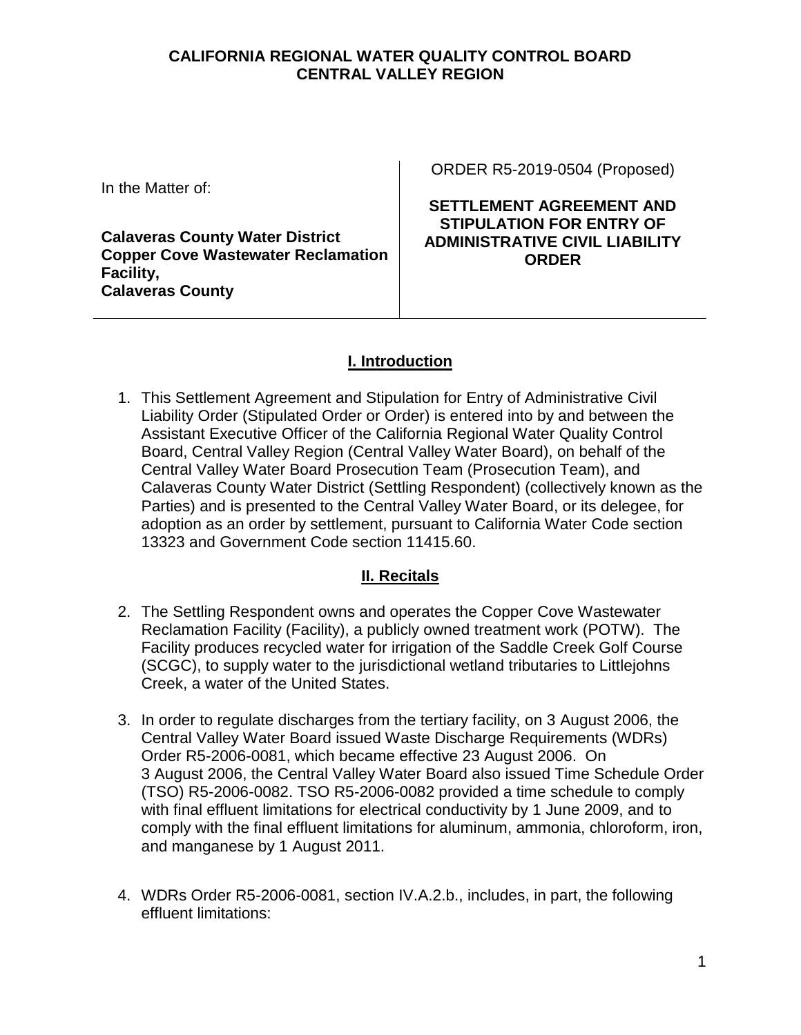**CALIFORNIA REGIONAL WATER QUALITY CONTROL BOARD**
**CENTRAL VALLEY REGION**

| In the Matter of: **Calaveras County Water District Copper Cove Wastewater Reclamation Facility, Calaveras County** | ORDER R5-2019-0504 (Proposed) **SETTLEMENT AGREEMENT AND STIPULATION FOR ENTRY OF ADMINISTRATIVE CIVIL LIABILITY ORDER** |
|---|---|

## I. Introduction

1. This Settlement Agreement and Stipulation for Entry of Administrative Civil Liability Order (Stipulated Order or Order) is entered into by and between the Assistant Executive Officer of the California Regional Water Quality Control Board, Central Valley Region (Central Valley Water Board), on behalf of the Central Valley Water Board Prosecution Team (Prosecution Team), and Calaveras County Water District (Settling Respondent) (collectively known as the Parties) and is presented to the Central Valley Water Board, or its delegee, for adoption as an order by settlement, pursuant to California Water Code section 13323 and Government Code section 11415.60.

## II. Recitals

2. The Settling Respondent owns and operates the Copper Cove Wastewater Reclamation Facility (Facility), a publicly owned treatment work (POTW). The Facility produces recycled water for irrigation of the Saddle Creek Golf Course (SCGC), to supply water to the jurisdictional wetland tributaries to Littlejohns Creek, a water of the United States.

3. In order to regulate discharges from the tertiary facility, on 3 August 2006, the Central Valley Water Board issued Waste Discharge Requirements (WDRs) Order R5-2006-0081, which became effective 23 August 2006. On 3 August 2006, the Central Valley Water Board also issued Time Schedule Order (TSO) R5-2006-0082. TSO R5-2006-0082 provided a time schedule to comply with final effluent limitations for electrical conductivity by 1 June 2009, and to comply with the final effluent limitations for aluminum, ammonia, chloroform, iron, and manganese by 1 August 2011.

4. WDRs Order R5-2006-0081, section IV.A.2.b., includes, in part, the following effluent limitations: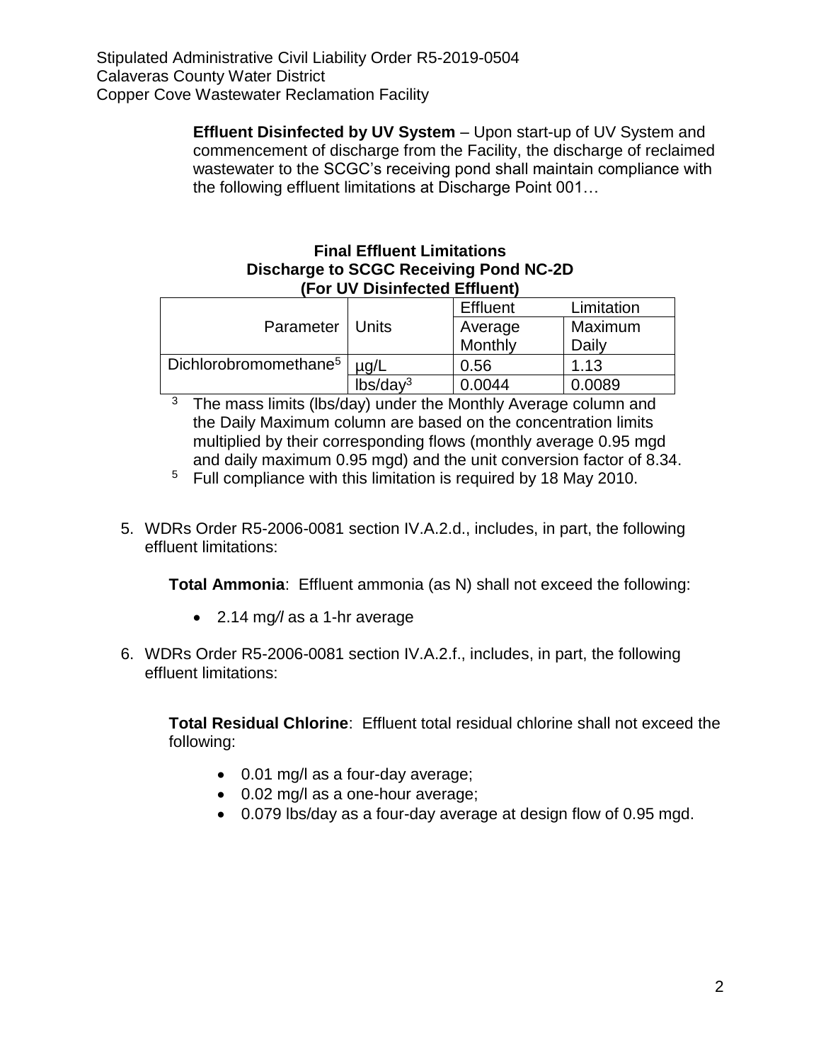**Effluent Disinfected by UV System** – Upon start-up of UV System and commencement of discharge from the Facility, the discharge of reclaimed wastewater to the SCGC's receiving pond shall maintain compliance with the following effluent limitations at Discharge Point 001…

**Final Effluent Limitations**
**Discharge to SCGC Receiving Pond NC-2D**
**(For UV Disinfected Effluent)**

| Parameter | Units | Effluent | Limitation |
|---|---|---|---|
| | | Average Monthly | Maximum Daily |
| Dichlorobromomethane[5] | µg/L | 0.56 | 1.13 |
| | lbs/day[3] | 0.0044 | 0.0089 |

[3] The mass limits (lbs/day) under the Monthly Average column and the Daily Maximum column are based on the concentration limits multiplied by their corresponding flows (monthly average 0.95 mgd and daily maximum 0.95 mgd) and the unit conversion factor of 8.34.

[5] Full compliance with this limitation is required by 18 May 2010.

5. WDRs Order R5-2006-0081 section IV.A.2.d., includes, in part, the following effluent limitations:

   **Total Ammonia**: Effluent ammonia (as N) shall not exceed the following:

   - 2.14 mg/l as a 1-hr average

6. WDRs Order R5-2006-0081 section IV.A.2.f., includes, in part, the following effluent limitations:

   **Total Residual Chlorine**: Effluent total residual chlorine shall not exceed the following:

   - 0.01 mg/l as a four-day average;
   - 0.02 mg/l as a one-hour average;
   - 0.079 lbs/day as a four-day average at design flow of 0.95 mgd.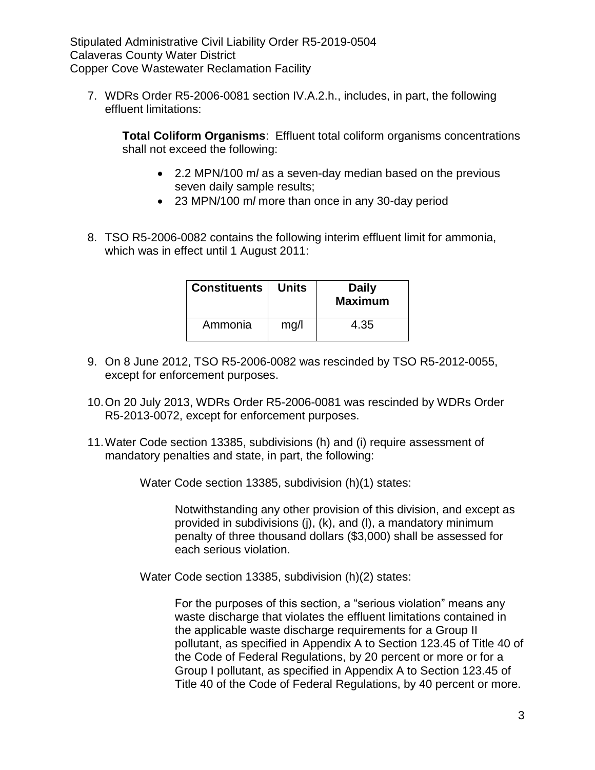7. WDRs Order R5-2006-0081 section IV.A.2.h., includes, in part, the following effluent limitations:

   **Total Coliform Organisms**: Effluent total coliform organisms concentrations shall not exceed the following:

   - 2.2 MPN/100 ml as a seven-day median based on the previous seven daily sample results;
   - 23 MPN/100 ml more than once in any 30-day period

8. TSO R5-2006-0082 contains the following interim effluent limit for ammonia, which was in effect until 1 August 2011:

| Constituents | Units | Daily Maximum |
|---|---|---|
| Ammonia | mg/l | 4.35 |

9. On 8 June 2012, TSO R5-2006-0082 was rescinded by TSO R5-2012-0055, except for enforcement purposes.

10. On 20 July 2013, WDRs Order R5-2006-0081 was rescinded by WDRs Order R5-2013-0072, except for enforcement purposes.

11. Water Code section 13385, subdivisions (h) and (i) require assessment of mandatory penalties and state, in part, the following:

    Water Code section 13385, subdivision (h)(1) states:

    > Notwithstanding any other provision of this division, and except as provided in subdivisions (j), (k), and (l), a mandatory minimum penalty of three thousand dollars ($3,000) shall be assessed for each serious violation.

    Water Code section 13385, subdivision (h)(2) states:

    > For the purposes of this section, a "serious violation" means any waste discharge that violates the effluent limitations contained in the applicable waste discharge requirements for a Group II pollutant, as specified in Appendix A to Section 123.45 of Title 40 of the Code of Federal Regulations, by 20 percent or more or for a Group I pollutant, as specified in Appendix A to Section 123.45 of Title 40 of the Code of Federal Regulations, by 40 percent or more.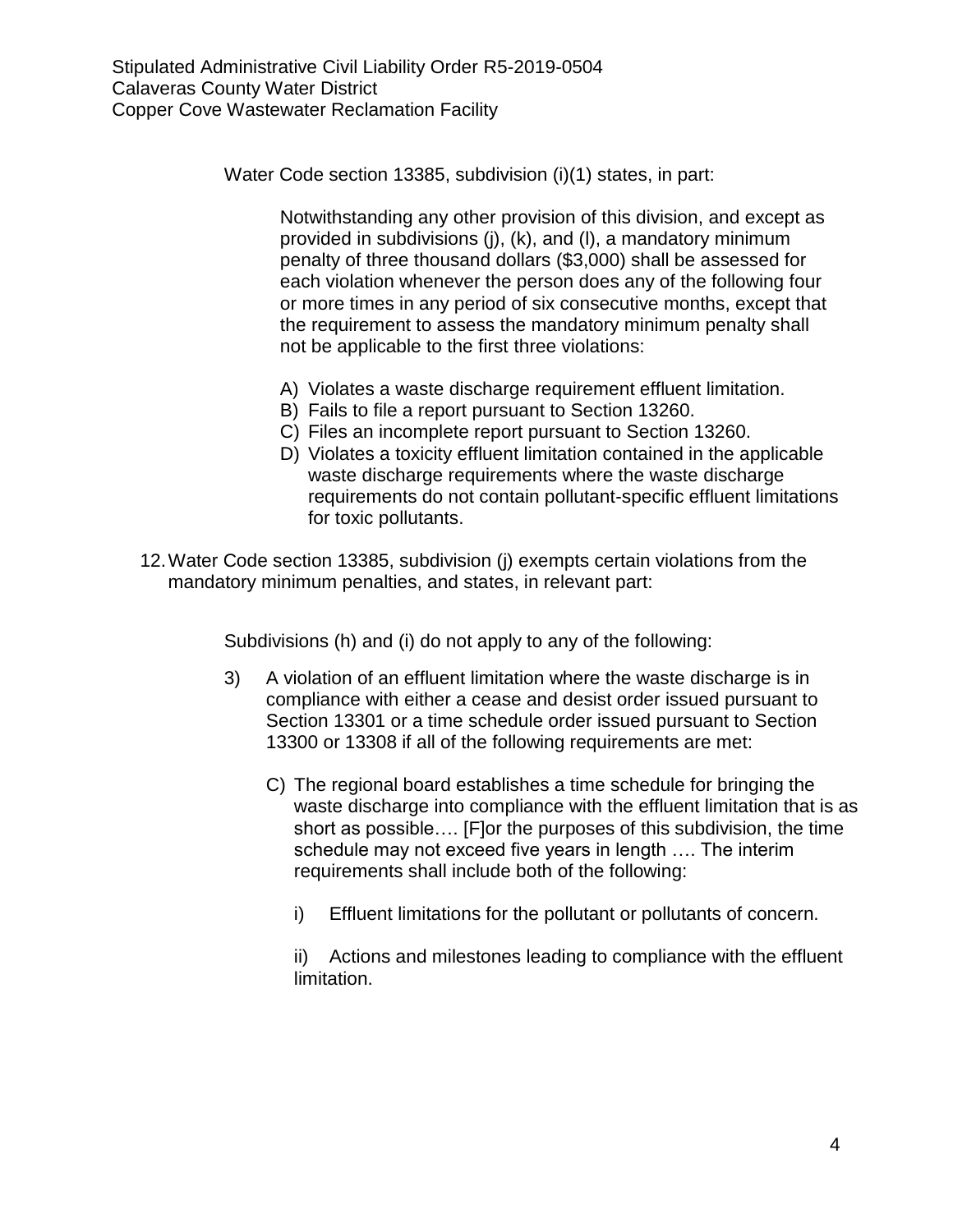Water Code section 13385, subdivision (i)(1) states, in part:

> Notwithstanding any other provision of this division, and except as provided in subdivisions (j), (k), and (l), a mandatory minimum penalty of three thousand dollars ($3,000) shall be assessed for each violation whenever the person does any of the following four or more times in any period of six consecutive months, except that the requirement to assess the mandatory minimum penalty shall not be applicable to the first three violations:
>
> A) Violates a waste discharge requirement effluent limitation.
> B) Fails to file a report pursuant to Section 13260.
> C) Files an incomplete report pursuant to Section 13260.
> D) Violates a toxicity effluent limitation contained in the applicable waste discharge requirements where the waste discharge requirements do not contain pollutant-specific effluent limitations for toxic pollutants.

12. Water Code section 13385, subdivision (j) exempts certain violations from the mandatory minimum penalties, and states, in relevant part:

> Subdivisions (h) and (i) do not apply to any of the following:
>
> 3) A violation of an effluent limitation where the waste discharge is in compliance with either a cease and desist order issued pursuant to Section 13301 or a time schedule order issued pursuant to Section 13300 or 13308 if all of the following requirements are met:
>
> C) The regional board establishes a time schedule for bringing the waste discharge into compliance with the effluent limitation that is as short as possible…. [F]or the purposes of this subdivision, the time schedule may not exceed five years in length …. The interim requirements shall include both of the following:
>
> i) Effluent limitations for the pollutant or pollutants of concern.
>
> ii) Actions and milestones leading to compliance with the effluent limitation.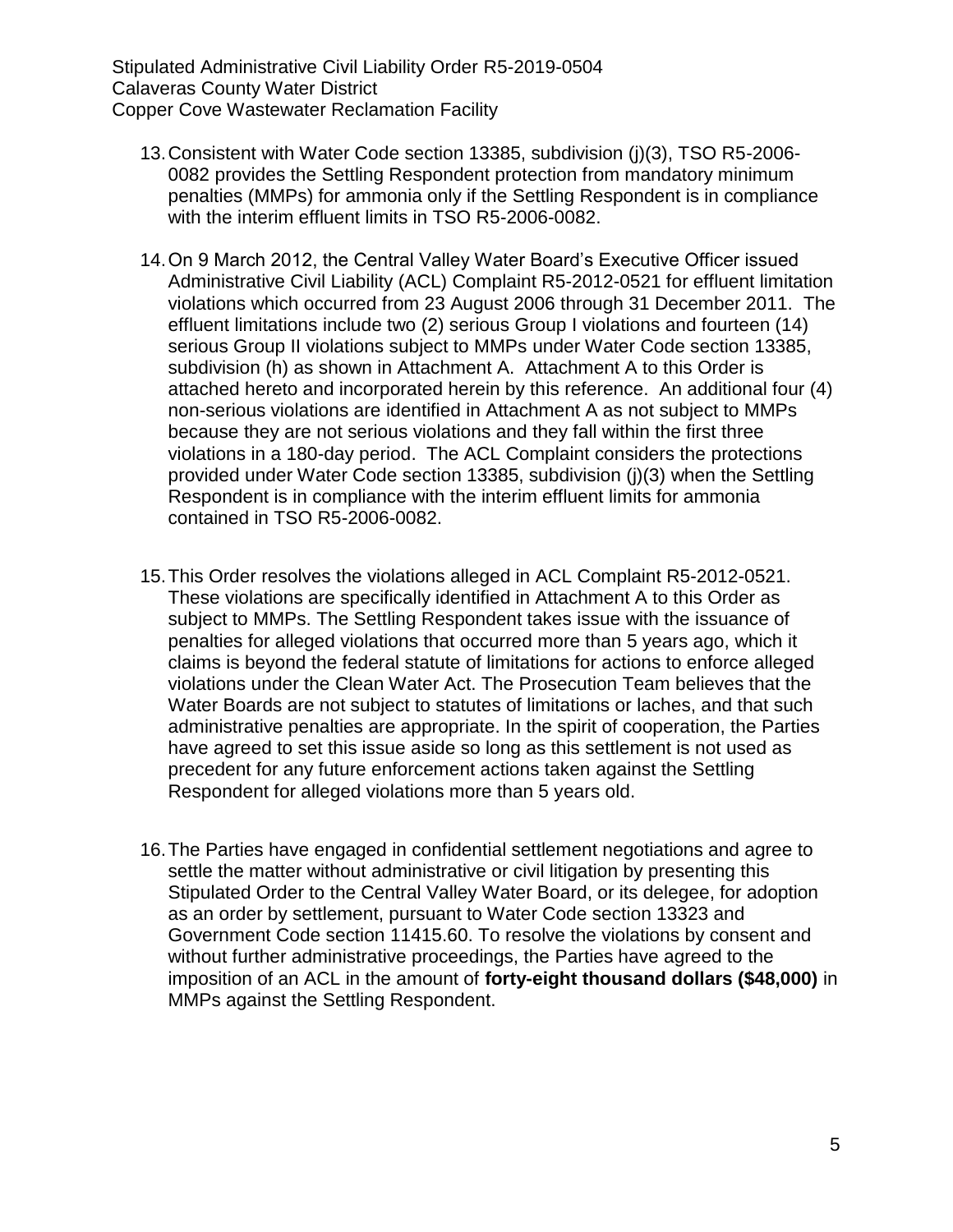13. Consistent with Water Code section 13385, subdivision (j)(3), TSO R5-2006-0082 provides the Settling Respondent protection from mandatory minimum penalties (MMPs) for ammonia only if the Settling Respondent is in compliance with the interim effluent limits in TSO R5-2006-0082.

14. On 9 March 2012, the Central Valley Water Board's Executive Officer issued Administrative Civil Liability (ACL) Complaint R5-2012-0521 for effluent limitation violations which occurred from 23 August 2006 through 31 December 2011. The effluent limitations include two (2) serious Group I violations and fourteen (14) serious Group II violations subject to MMPs under Water Code section 13385, subdivision (h) as shown in Attachment A. Attachment A to this Order is attached hereto and incorporated herein by this reference. An additional four (4) non-serious violations are identified in Attachment A as not subject to MMPs because they are not serious violations and they fall within the first three violations in a 180-day period. The ACL Complaint considers the protections provided under Water Code section 13385, subdivision (j)(3) when the Settling Respondent is in compliance with the interim effluent limits for ammonia contained in TSO R5-2006-0082.

15. This Order resolves the violations alleged in ACL Complaint R5-2012-0521. These violations are specifically identified in Attachment A to this Order as subject to MMPs. The Settling Respondent takes issue with the issuance of penalties for alleged violations that occurred more than 5 years ago, which it claims is beyond the federal statute of limitations for actions to enforce alleged violations under the Clean Water Act. The Prosecution Team believes that the Water Boards are not subject to statutes of limitations or laches, and that such administrative penalties are appropriate. In the spirit of cooperation, the Parties have agreed to set this issue aside so long as this settlement is not used as precedent for any future enforcement actions taken against the Settling Respondent for alleged violations more than 5 years old.

16. The Parties have engaged in confidential settlement negotiations and agree to settle the matter without administrative or civil litigation by presenting this Stipulated Order to the Central Valley Water Board, or its delegee, for adoption as an order by settlement, pursuant to Water Code section 13323 and Government Code section 11415.60. To resolve the violations by consent and without further administrative proceedings, the Parties have agreed to the imposition of an ACL in the amount of **forty-eight thousand dollars ($48,000)** in MMPs against the Settling Respondent.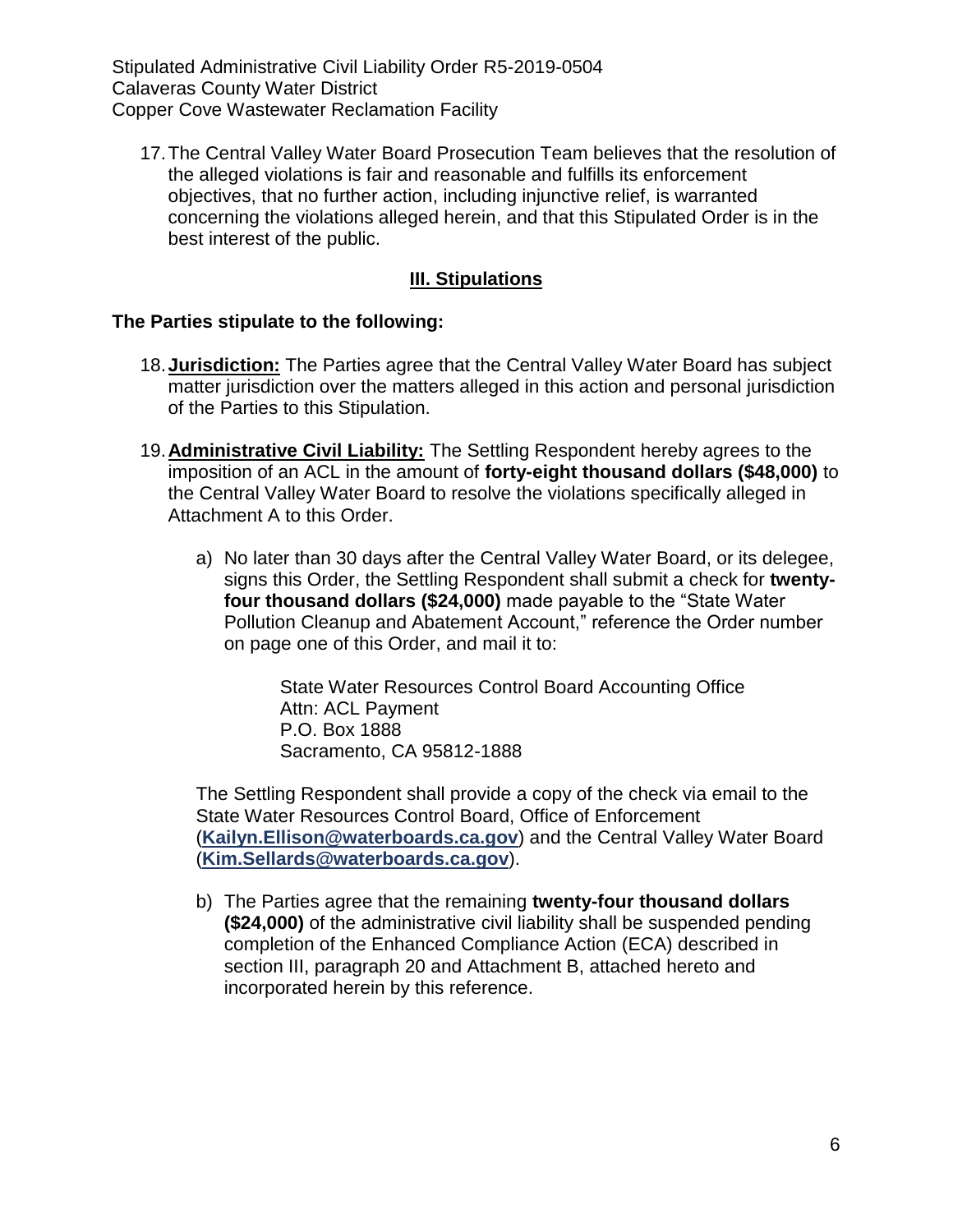17. The Central Valley Water Board Prosecution Team believes that the resolution of the alleged violations is fair and reasonable and fulfills its enforcement objectives, that no further action, including injunctive relief, is warranted concerning the violations alleged herein, and that this Stipulated Order is in the best interest of the public.

## III. Stipulations

**The Parties stipulate to the following:**

18. **Jurisdiction:** The Parties agree that the Central Valley Water Board has subject matter jurisdiction over the matters alleged in this action and personal jurisdiction of the Parties to this Stipulation.

19. **Administrative Civil Liability:** The Settling Respondent hereby agrees to the imposition of an ACL in the amount of **forty-eight thousand dollars ($48,000)** to the Central Valley Water Board to resolve the violations specifically alleged in Attachment A to this Order.

    a) No later than 30 days after the Central Valley Water Board, or its delegee, signs this Order, the Settling Respondent shall submit a check for **twenty-four thousand dollars ($24,000)** made payable to the "State Water Pollution Cleanup and Abatement Account," reference the Order number on page one of this Order, and mail it to:

       State Water Resources Control Board Accounting Office
       Attn: ACL Payment
       P.O. Box 1888
       Sacramento, CA 95812-1888

    The Settling Respondent shall provide a copy of the check via email to the State Water Resources Control Board, Office of Enforcement (**Kailyn.Ellison@waterboards.ca.gov**) and the Central Valley Water Board (**Kim.Sellards@waterboards.ca.gov**).

    b) The Parties agree that the remaining **twenty-four thousand dollars ($24,000)** of the administrative civil liability shall be suspended pending completion of the Enhanced Compliance Action (ECA) described in section III, paragraph 20 and Attachment B, attached hereto and incorporated herein by this reference.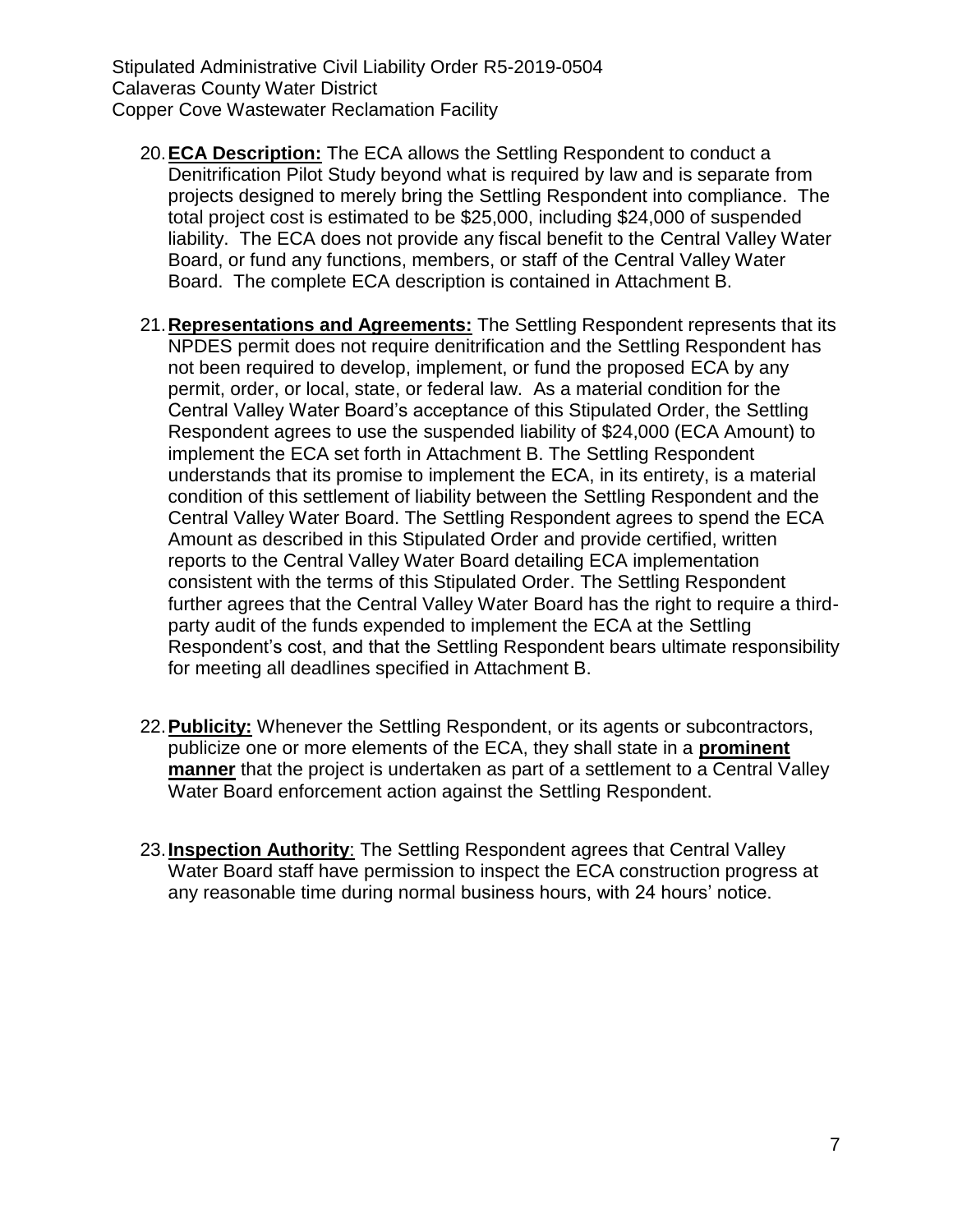20. **ECA Description:** The ECA allows the Settling Respondent to conduct a Denitrification Pilot Study beyond what is required by law and is separate from projects designed to merely bring the Settling Respondent into compliance. The total project cost is estimated to be $25,000, including $24,000 of suspended liability. The ECA does not provide any fiscal benefit to the Central Valley Water Board, or fund any functions, members, or staff of the Central Valley Water Board. The complete ECA description is contained in Attachment B.

21. **Representations and Agreements:** The Settling Respondent represents that its NPDES permit does not require denitrification and the Settling Respondent has not been required to develop, implement, or fund the proposed ECA by any permit, order, or local, state, or federal law. As a material condition for the Central Valley Water Board's acceptance of this Stipulated Order, the Settling Respondent agrees to use the suspended liability of $24,000 (ECA Amount) to implement the ECA set forth in Attachment B. The Settling Respondent understands that its promise to implement the ECA, in its entirety, is a material condition of this settlement of liability between the Settling Respondent and the Central Valley Water Board. The Settling Respondent agrees to spend the ECA Amount as described in this Stipulated Order and provide certified, written reports to the Central Valley Water Board detailing ECA implementation consistent with the terms of this Stipulated Order. The Settling Respondent further agrees that the Central Valley Water Board has the right to require a third-party audit of the funds expended to implement the ECA at the Settling Respondent's cost, and that the Settling Respondent bears ultimate responsibility for meeting all deadlines specified in Attachment B.

22. **Publicity:** Whenever the Settling Respondent, or its agents or subcontractors, publicize one or more elements of the ECA, they shall state in a **prominent manner** that the project is undertaken as part of a settlement to a Central Valley Water Board enforcement action against the Settling Respondent.

23. **Inspection Authority**: The Settling Respondent agrees that Central Valley Water Board staff have permission to inspect the ECA construction progress at any reasonable time during normal business hours, with 24 hours' notice.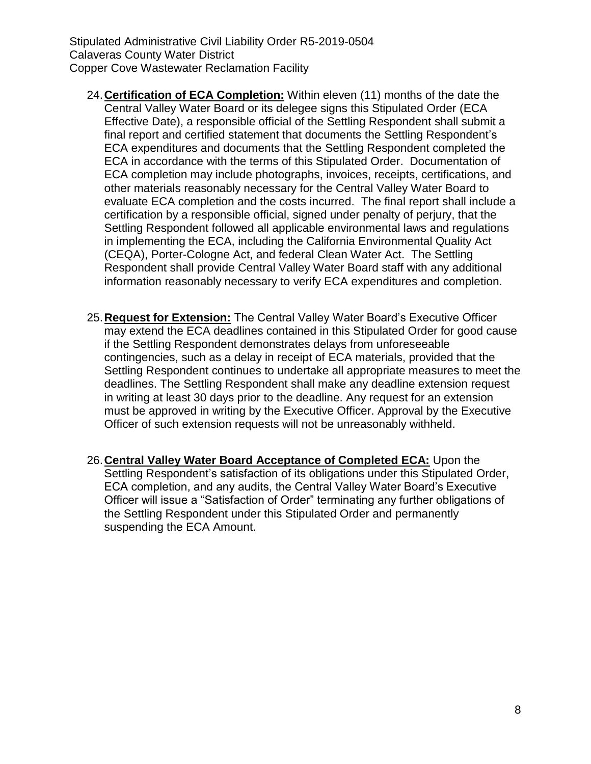24. **Certification of ECA Completion:** Within eleven (11) months of the date the Central Valley Water Board or its delegee signs this Stipulated Order (ECA Effective Date), a responsible official of the Settling Respondent shall submit a final report and certified statement that documents the Settling Respondent's ECA expenditures and documents that the Settling Respondent completed the ECA in accordance with the terms of this Stipulated Order. Documentation of ECA completion may include photographs, invoices, receipts, certifications, and other materials reasonably necessary for the Central Valley Water Board to evaluate ECA completion and the costs incurred. The final report shall include a certification by a responsible official, signed under penalty of perjury, that the Settling Respondent followed all applicable environmental laws and regulations in implementing the ECA, including the California Environmental Quality Act (CEQA), Porter-Cologne Act, and federal Clean Water Act. The Settling Respondent shall provide Central Valley Water Board staff with any additional information reasonably necessary to verify ECA expenditures and completion.

25. **Request for Extension:** The Central Valley Water Board's Executive Officer may extend the ECA deadlines contained in this Stipulated Order for good cause if the Settling Respondent demonstrates delays from unforeseeable contingencies, such as a delay in receipt of ECA materials, provided that the Settling Respondent continues to undertake all appropriate measures to meet the deadlines. The Settling Respondent shall make any deadline extension request in writing at least 30 days prior to the deadline. Any request for an extension must be approved in writing by the Executive Officer. Approval by the Executive Officer of such extension requests will not be unreasonably withheld.

26. **Central Valley Water Board Acceptance of Completed ECA:** Upon the Settling Respondent's satisfaction of its obligations under this Stipulated Order, ECA completion, and any audits, the Central Valley Water Board's Executive Officer will issue a "Satisfaction of Order" terminating any further obligations of the Settling Respondent under this Stipulated Order and permanently suspending the ECA Amount.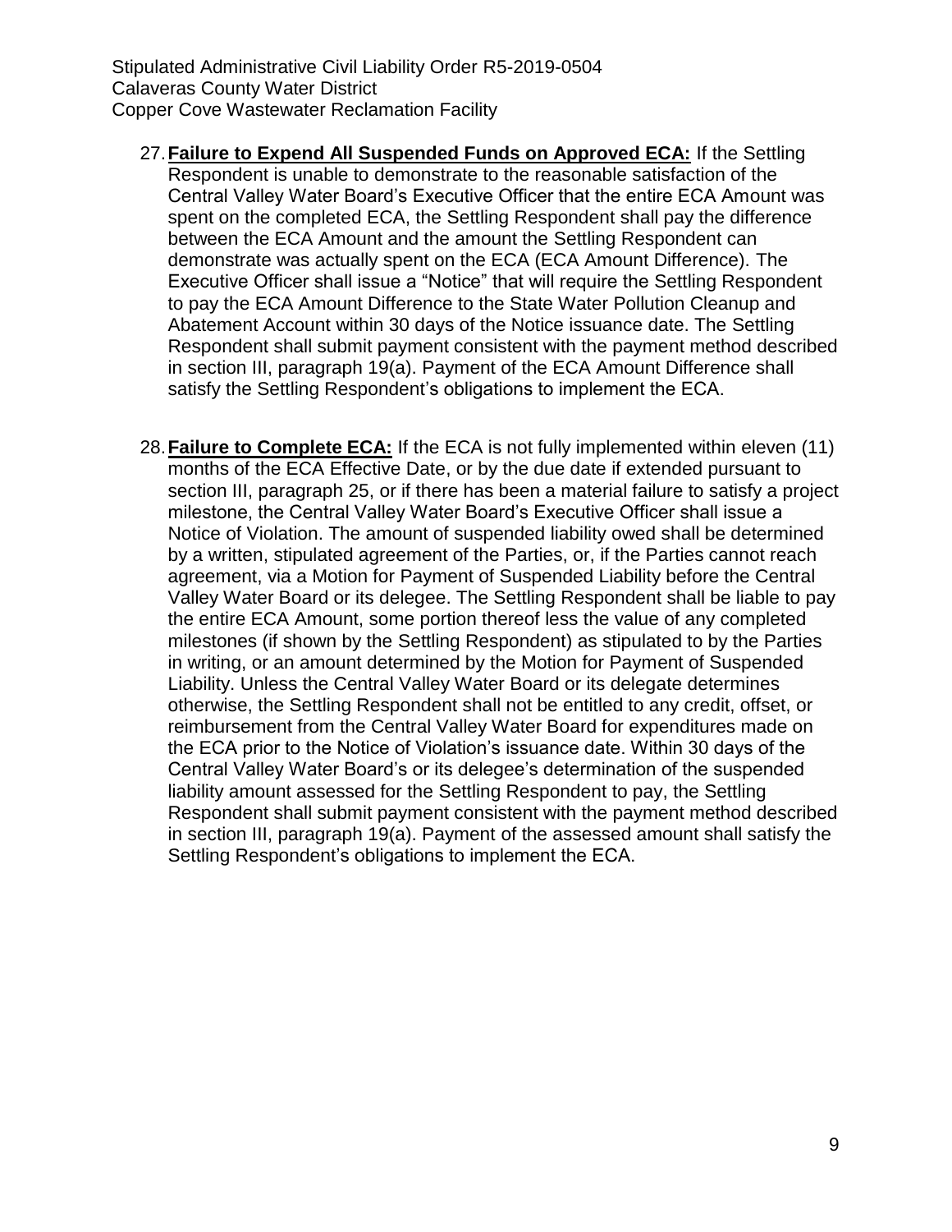27. **Failure to Expend All Suspended Funds on Approved ECA:** If the Settling Respondent is unable to demonstrate to the reasonable satisfaction of the Central Valley Water Board's Executive Officer that the entire ECA Amount was spent on the completed ECA, the Settling Respondent shall pay the difference between the ECA Amount and the amount the Settling Respondent can demonstrate was actually spent on the ECA (ECA Amount Difference). The Executive Officer shall issue a "Notice" that will require the Settling Respondent to pay the ECA Amount Difference to the State Water Pollution Cleanup and Abatement Account within 30 days of the Notice issuance date. The Settling Respondent shall submit payment consistent with the payment method described in section III, paragraph 19(a). Payment of the ECA Amount Difference shall satisfy the Settling Respondent's obligations to implement the ECA.

28. **Failure to Complete ECA:** If the ECA is not fully implemented within eleven (11) months of the ECA Effective Date, or by the due date if extended pursuant to section III, paragraph 25, or if there has been a material failure to satisfy a project milestone, the Central Valley Water Board's Executive Officer shall issue a Notice of Violation. The amount of suspended liability owed shall be determined by a written, stipulated agreement of the Parties, or, if the Parties cannot reach agreement, via a Motion for Payment of Suspended Liability before the Central Valley Water Board or its delegee. The Settling Respondent shall be liable to pay the entire ECA Amount, some portion thereof less the value of any completed milestones (if shown by the Settling Respondent) as stipulated to by the Parties in writing, or an amount determined by the Motion for Payment of Suspended Liability. Unless the Central Valley Water Board or its delegate determines otherwise, the Settling Respondent shall not be entitled to any credit, offset, or reimbursement from the Central Valley Water Board for expenditures made on the ECA prior to the Notice of Violation's issuance date. Within 30 days of the Central Valley Water Board's or its delegee's determination of the suspended liability amount assessed for the Settling Respondent to pay, the Settling Respondent shall submit payment consistent with the payment method described in section III, paragraph 19(a). Payment of the assessed amount shall satisfy the Settling Respondent's obligations to implement the ECA.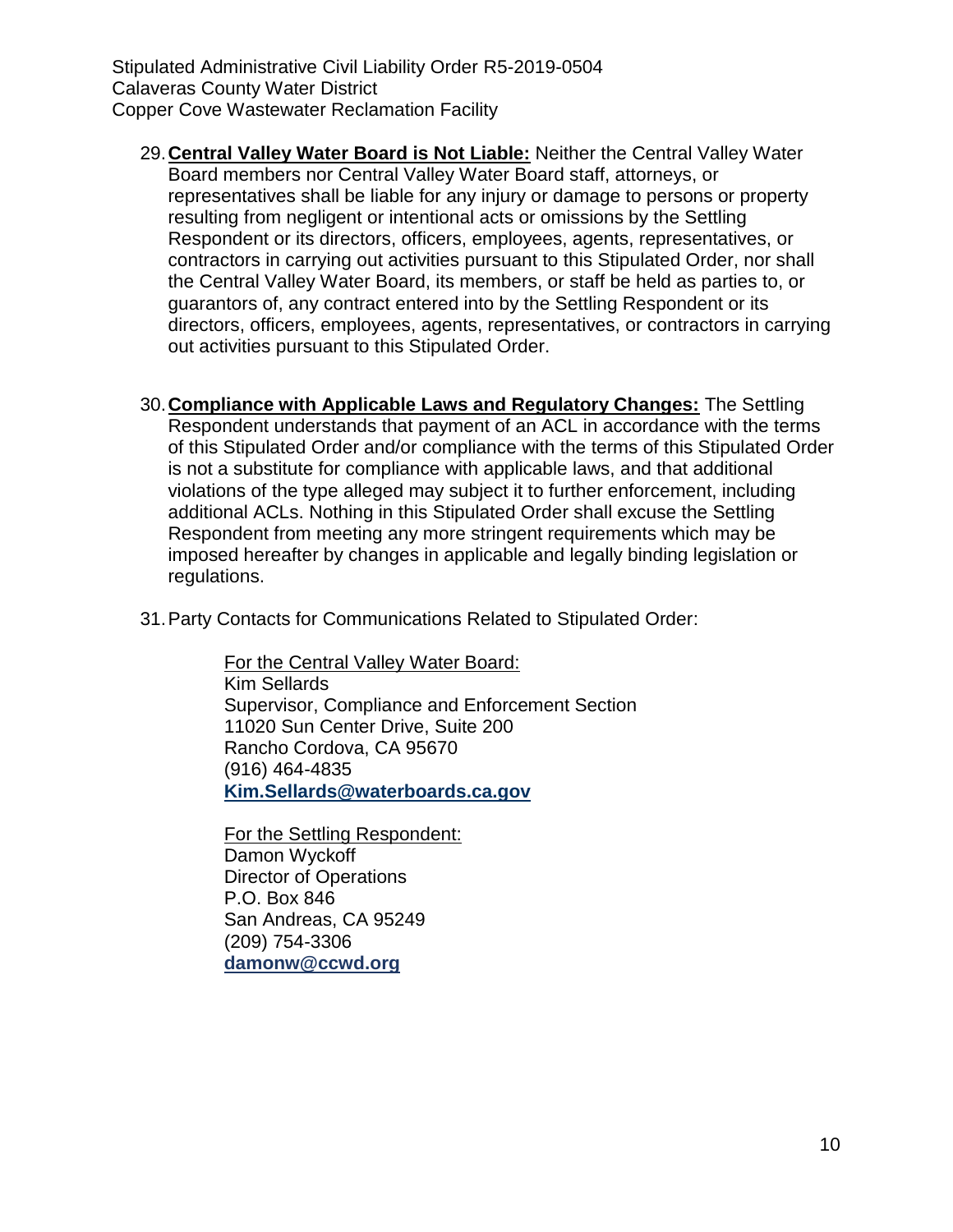29. **Central Valley Water Board is Not Liable:** Neither the Central Valley Water Board members nor Central Valley Water Board staff, attorneys, or representatives shall be liable for any injury or damage to persons or property resulting from negligent or intentional acts or omissions by the Settling Respondent or its directors, officers, employees, agents, representatives, or contractors in carrying out activities pursuant to this Stipulated Order, nor shall the Central Valley Water Board, its members, or staff be held as parties to, or guarantors of, any contract entered into by the Settling Respondent or its directors, officers, employees, agents, representatives, or contractors in carrying out activities pursuant to this Stipulated Order.

30. **Compliance with Applicable Laws and Regulatory Changes:** The Settling Respondent understands that payment of an ACL in accordance with the terms of this Stipulated Order and/or compliance with the terms of this Stipulated Order is not a substitute for compliance with applicable laws, and that additional violations of the type alleged may subject it to further enforcement, including additional ACLs. Nothing in this Stipulated Order shall excuse the Settling Respondent from meeting any more stringent requirements which may be imposed hereafter by changes in applicable and legally binding legislation or regulations.

31. Party Contacts for Communications Related to Stipulated Order:

    For the Central Valley Water Board:
    Kim Sellards
    Supervisor, Compliance and Enforcement Section
    11020 Sun Center Drive, Suite 200
    Rancho Cordova, CA 95670
    (916) 464-4835
    **Kim.Sellards@waterboards.ca.gov**

    For the Settling Respondent:
    Damon Wyckoff
    Director of Operations
    P.O. Box 846
    San Andreas, CA 95249
    (209) 754-3306
    **damonw@ccwd.org**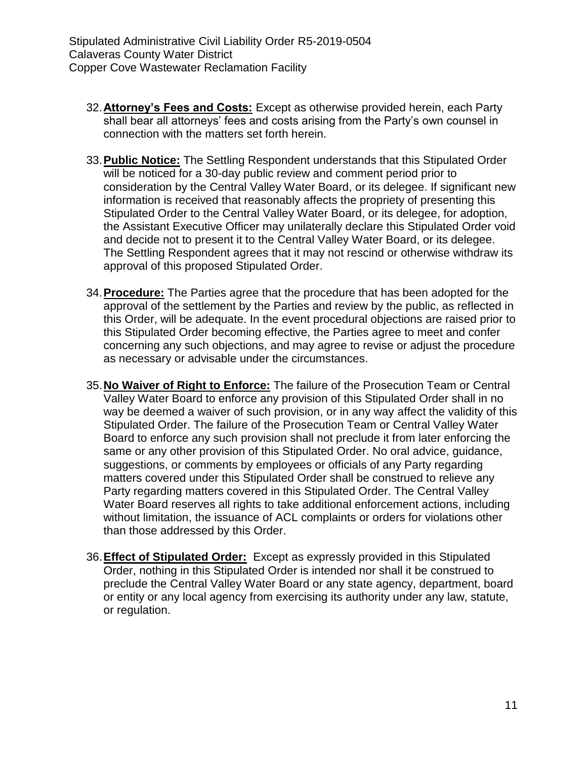32. **Attorney's Fees and Costs:** Except as otherwise provided herein, each Party shall bear all attorneys' fees and costs arising from the Party's own counsel in connection with the matters set forth herein.

33. **Public Notice:** The Settling Respondent understands that this Stipulated Order will be noticed for a 30-day public review and comment period prior to consideration by the Central Valley Water Board, or its delegee. If significant new information is received that reasonably affects the propriety of presenting this Stipulated Order to the Central Valley Water Board, or its delegee, for adoption, the Assistant Executive Officer may unilaterally declare this Stipulated Order void and decide not to present it to the Central Valley Water Board, or its delegee. The Settling Respondent agrees that it may not rescind or otherwise withdraw its approval of this proposed Stipulated Order.

34. **Procedure:** The Parties agree that the procedure that has been adopted for the approval of the settlement by the Parties and review by the public, as reflected in this Order, will be adequate. In the event procedural objections are raised prior to this Stipulated Order becoming effective, the Parties agree to meet and confer concerning any such objections, and may agree to revise or adjust the procedure as necessary or advisable under the circumstances.

35. **No Waiver of Right to Enforce:** The failure of the Prosecution Team or Central Valley Water Board to enforce any provision of this Stipulated Order shall in no way be deemed a waiver of such provision, or in any way affect the validity of this Stipulated Order. The failure of the Prosecution Team or Central Valley Water Board to enforce any such provision shall not preclude it from later enforcing the same or any other provision of this Stipulated Order. No oral advice, guidance, suggestions, or comments by employees or officials of any Party regarding matters covered under this Stipulated Order shall be construed to relieve any Party regarding matters covered in this Stipulated Order. The Central Valley Water Board reserves all rights to take additional enforcement actions, including without limitation, the issuance of ACL complaints or orders for violations other than those addressed by this Order.

36. **Effect of Stipulated Order:** Except as expressly provided in this Stipulated Order, nothing in this Stipulated Order is intended nor shall it be construed to preclude the Central Valley Water Board or any state agency, department, board or entity or any local agency from exercising its authority under any law, statute, or regulation.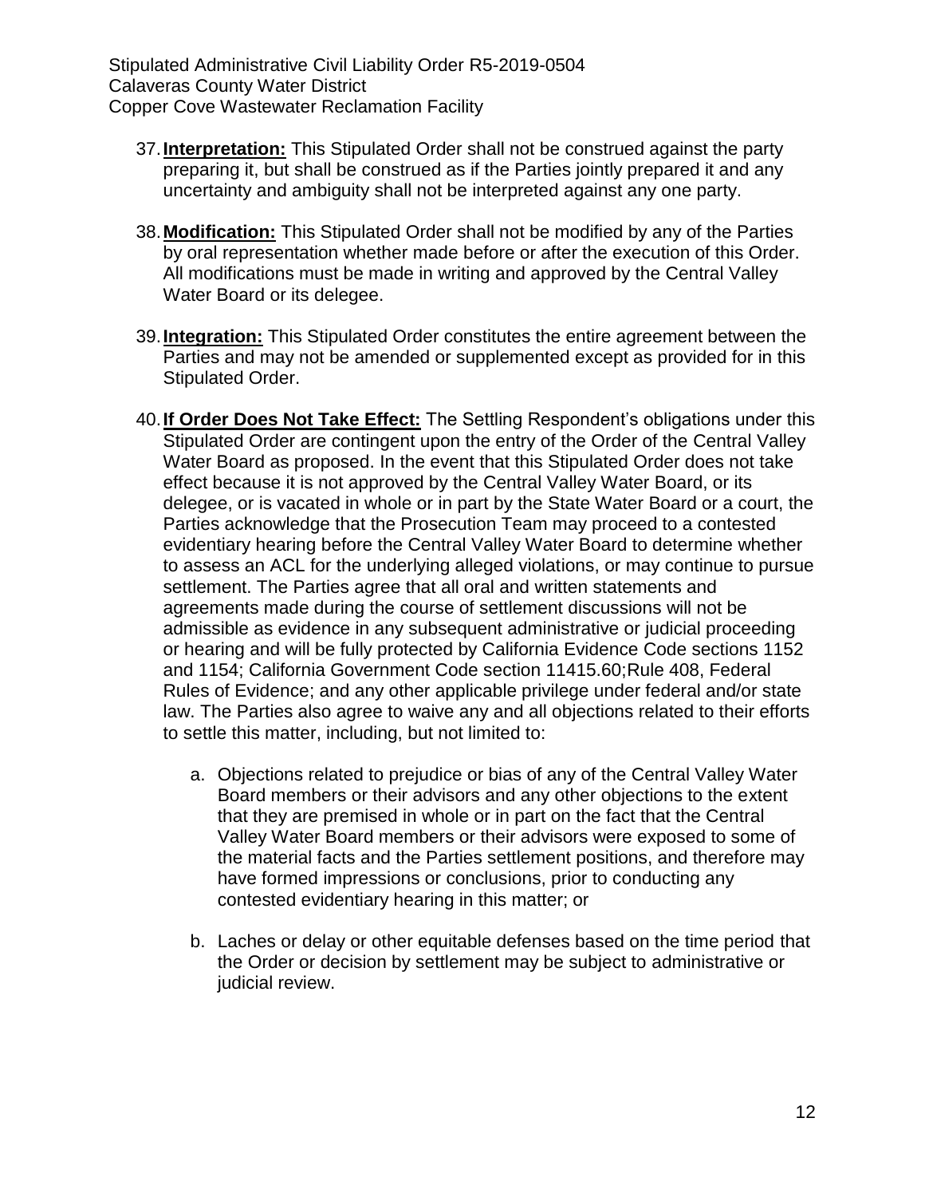37. **Interpretation:** This Stipulated Order shall not be construed against the party preparing it, but shall be construed as if the Parties jointly prepared it and any uncertainty and ambiguity shall not be interpreted against any one party.

38. **Modification:** This Stipulated Order shall not be modified by any of the Parties by oral representation whether made before or after the execution of this Order. All modifications must be made in writing and approved by the Central Valley Water Board or its delegee.

39. **Integration:** This Stipulated Order constitutes the entire agreement between the Parties and may not be amended or supplemented except as provided for in this Stipulated Order.

40. **If Order Does Not Take Effect:** The Settling Respondent's obligations under this Stipulated Order are contingent upon the entry of the Order of the Central Valley Water Board as proposed. In the event that this Stipulated Order does not take effect because it is not approved by the Central Valley Water Board, or its delegee, or is vacated in whole or in part by the State Water Board or a court, the Parties acknowledge that the Prosecution Team may proceed to a contested evidentiary hearing before the Central Valley Water Board to determine whether to assess an ACL for the underlying alleged violations, or may continue to pursue settlement. The Parties agree that all oral and written statements and agreements made during the course of settlement discussions will not be admissible as evidence in any subsequent administrative or judicial proceeding or hearing and will be fully protected by California Evidence Code sections 1152 and 1154; California Government Code section 11415.60;Rule 408, Federal Rules of Evidence; and any other applicable privilege under federal and/or state law. The Parties also agree to waive any and all objections related to their efforts to settle this matter, including, but not limited to:

    a. Objections related to prejudice or bias of any of the Central Valley Water Board members or their advisors and any other objections to the extent that they are premised in whole or in part on the fact that the Central Valley Water Board members or their advisors were exposed to some of the material facts and the Parties settlement positions, and therefore may have formed impressions or conclusions, prior to conducting any contested evidentiary hearing in this matter; or

    b. Laches or delay or other equitable defenses based on the time period that the Order or decision by settlement may be subject to administrative or judicial review.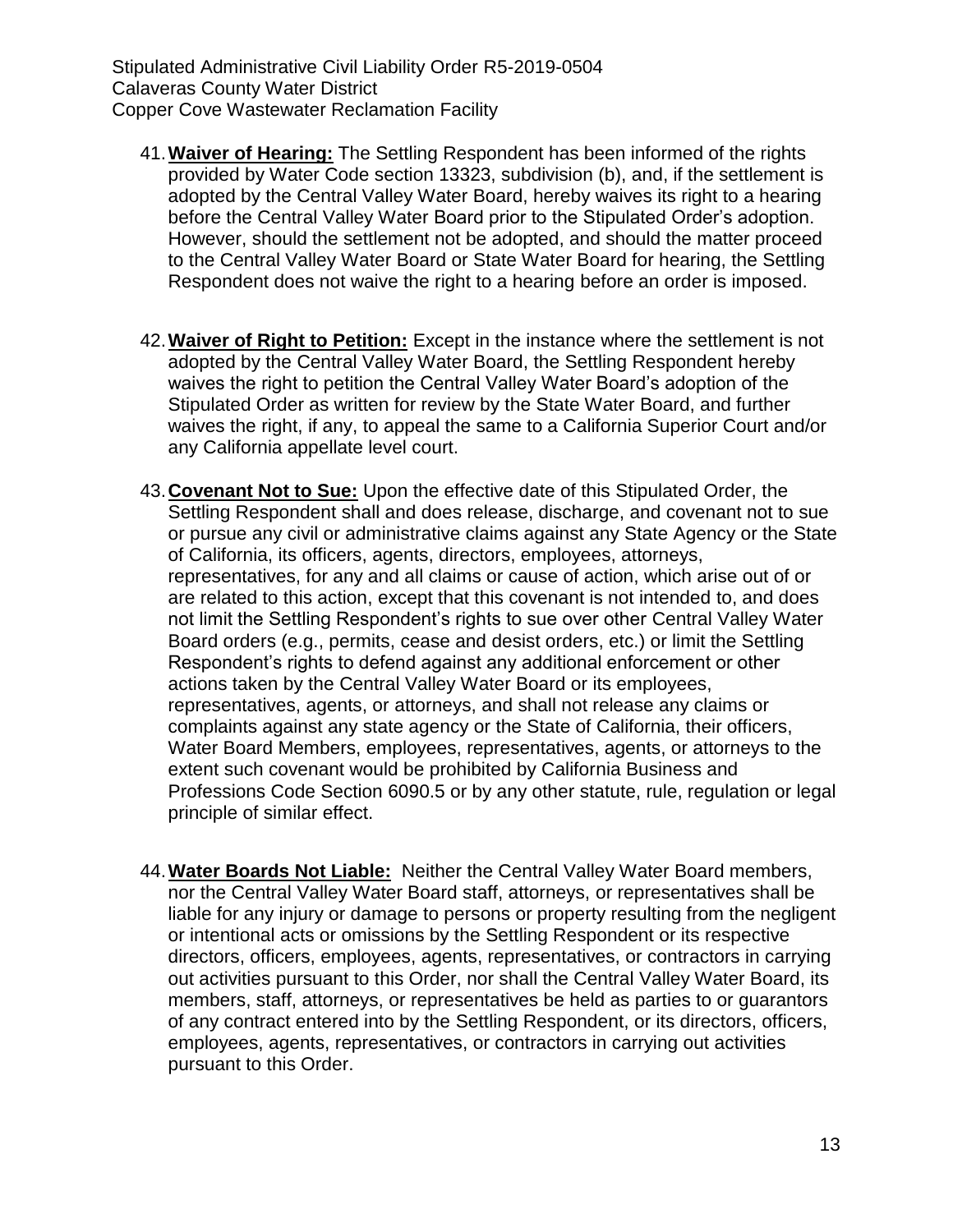41. **Waiver of Hearing:** The Settling Respondent has been informed of the rights provided by Water Code section 13323, subdivision (b), and, if the settlement is adopted by the Central Valley Water Board, hereby waives its right to a hearing before the Central Valley Water Board prior to the Stipulated Order's adoption. However, should the settlement not be adopted, and should the matter proceed to the Central Valley Water Board or State Water Board for hearing, the Settling Respondent does not waive the right to a hearing before an order is imposed.

42. **Waiver of Right to Petition:** Except in the instance where the settlement is not adopted by the Central Valley Water Board, the Settling Respondent hereby waives the right to petition the Central Valley Water Board's adoption of the Stipulated Order as written for review by the State Water Board, and further waives the right, if any, to appeal the same to a California Superior Court and/or any California appellate level court.

43. **Covenant Not to Sue:** Upon the effective date of this Stipulated Order, the Settling Respondent shall and does release, discharge, and covenant not to sue or pursue any civil or administrative claims against any State Agency or the State of California, its officers, agents, directors, employees, attorneys, representatives, for any and all claims or cause of action, which arise out of or are related to this action, except that this covenant is not intended to, and does not limit the Settling Respondent's rights to sue over other Central Valley Water Board orders (e.g., permits, cease and desist orders, etc.) or limit the Settling Respondent's rights to defend against any additional enforcement or other actions taken by the Central Valley Water Board or its employees, representatives, agents, or attorneys, and shall not release any claims or complaints against any state agency or the State of California, their officers, Water Board Members, employees, representatives, agents, or attorneys to the extent such covenant would be prohibited by California Business and Professions Code Section 6090.5 or by any other statute, rule, regulation or legal principle of similar effect.

44. **Water Boards Not Liable:** Neither the Central Valley Water Board members, nor the Central Valley Water Board staff, attorneys, or representatives shall be liable for any injury or damage to persons or property resulting from the negligent or intentional acts or omissions by the Settling Respondent or its respective directors, officers, employees, agents, representatives, or contractors in carrying out activities pursuant to this Order, nor shall the Central Valley Water Board, its members, staff, attorneys, or representatives be held as parties to or guarantors of any contract entered into by the Settling Respondent, or its directors, officers, employees, agents, representatives, or contractors in carrying out activities pursuant to this Order.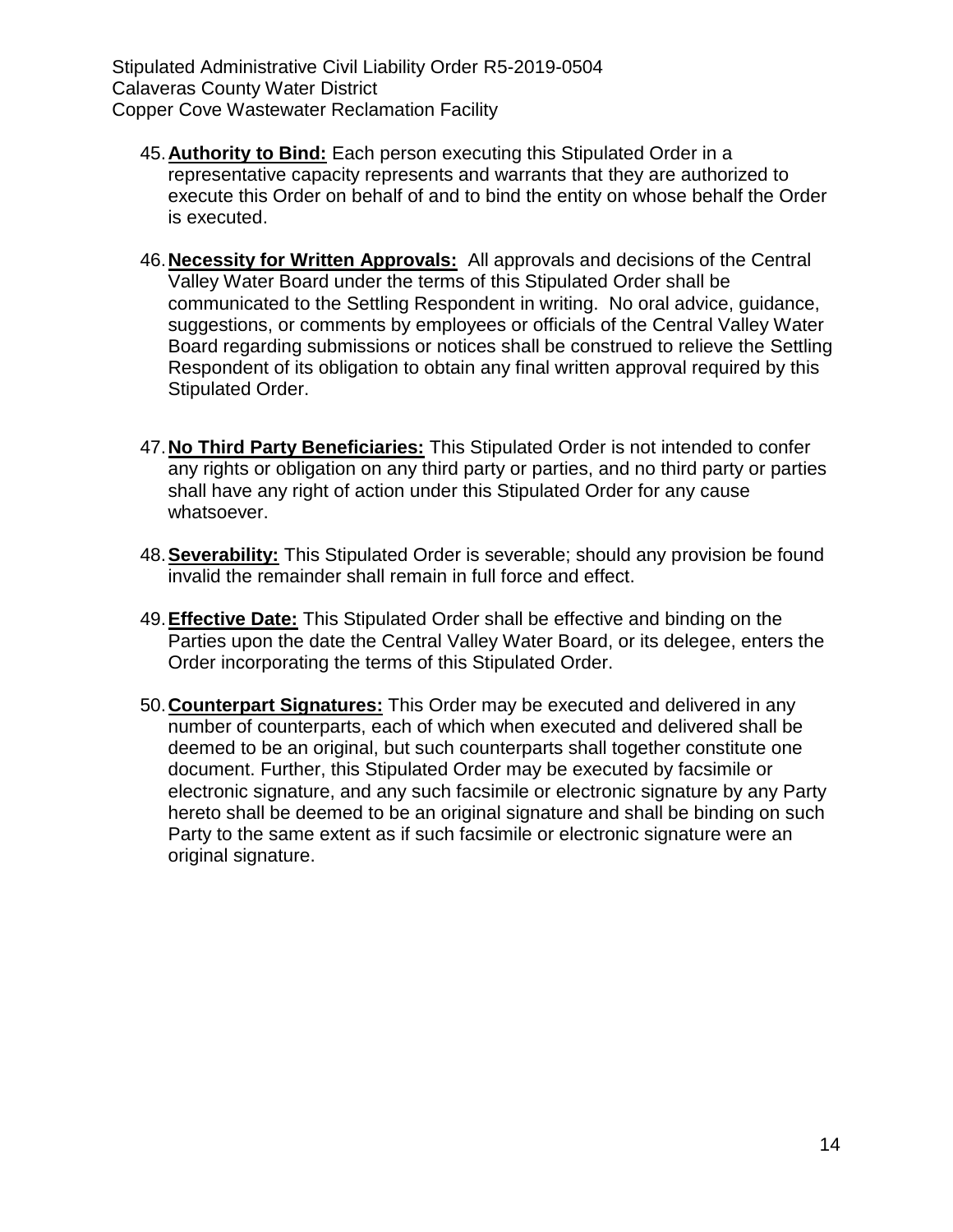45. **Authority to Bind:** Each person executing this Stipulated Order in a representative capacity represents and warrants that they are authorized to execute this Order on behalf of and to bind the entity on whose behalf the Order is executed.

46. **Necessity for Written Approvals:** All approvals and decisions of the Central Valley Water Board under the terms of this Stipulated Order shall be communicated to the Settling Respondent in writing. No oral advice, guidance, suggestions, or comments by employees or officials of the Central Valley Water Board regarding submissions or notices shall be construed to relieve the Settling Respondent of its obligation to obtain any final written approval required by this Stipulated Order.

47. **No Third Party Beneficiaries:** This Stipulated Order is not intended to confer any rights or obligation on any third party or parties, and no third party or parties shall have any right of action under this Stipulated Order for any cause whatsoever.

48. **Severability:** This Stipulated Order is severable; should any provision be found invalid the remainder shall remain in full force and effect.

49. **Effective Date:** This Stipulated Order shall be effective and binding on the Parties upon the date the Central Valley Water Board, or its delegee, enters the Order incorporating the terms of this Stipulated Order.

50. **Counterpart Signatures:** This Order may be executed and delivered in any number of counterparts, each of which when executed and delivered shall be deemed to be an original, but such counterparts shall together constitute one document. Further, this Stipulated Order may be executed by facsimile or electronic signature, and any such facsimile or electronic signature by any Party hereto shall be deemed to be an original signature and shall be binding on such Party to the same extent as if such facsimile or electronic signature were an original signature.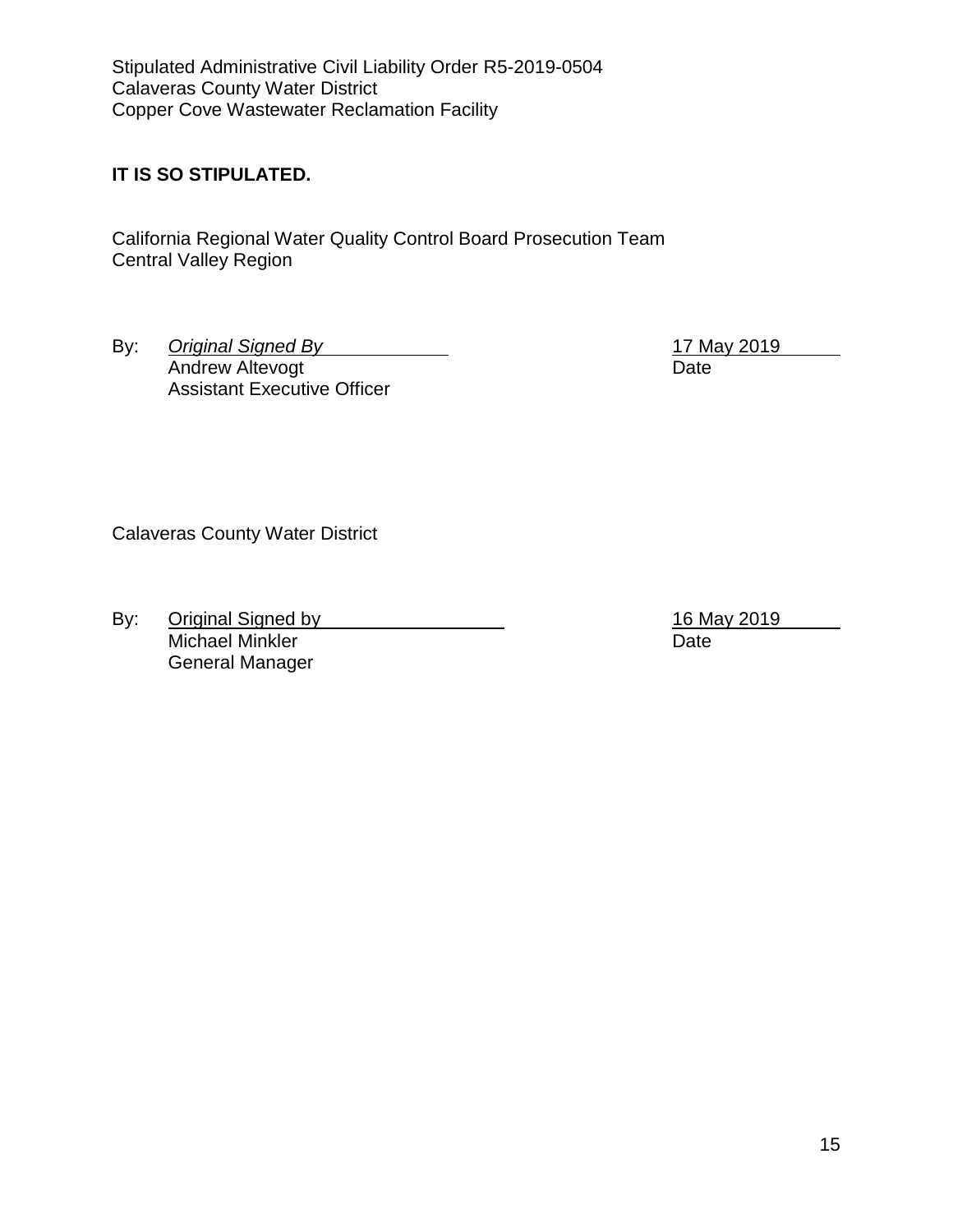**IT IS SO STIPULATED.**

California Regional Water Quality Control Board Prosecution Team
Central Valley Region

By: *Original Signed By* 17 May 2019
Andrew Altevogt Date
Assistant Executive Officer

Calaveras County Water District

By: Original Signed by 16 May 2019
Michael Minkler Date
General Manager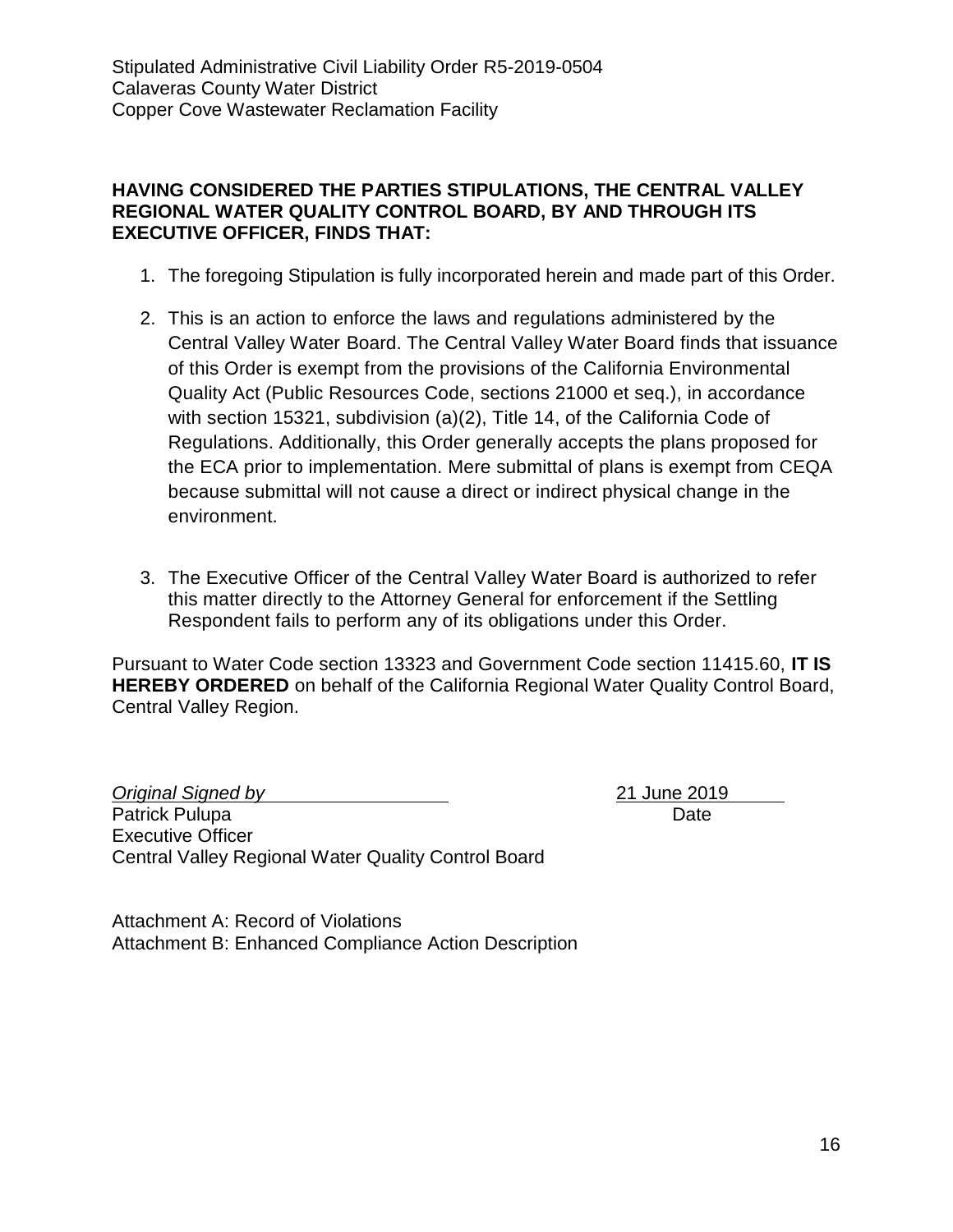**HAVING CONSIDERED THE PARTIES STIPULATIONS, THE CENTRAL VALLEY REGIONAL WATER QUALITY CONTROL BOARD, BY AND THROUGH ITS EXECUTIVE OFFICER, FINDS THAT:**

1. The foregoing Stipulation is fully incorporated herein and made part of this Order.
2. This is an action to enforce the laws and regulations administered by the Central Valley Water Board. The Central Valley Water Board finds that issuance of this Order is exempt from the provisions of the California Environmental Quality Act (Public Resources Code, sections 21000 et seq.), in accordance with section 15321, subdivision (a)(2), Title 14, of the California Code of Regulations. Additionally, this Order generally accepts the plans proposed for the ECA prior to implementation. Mere submittal of plans is exempt from CEQA because submittal will not cause a direct or indirect physical change in the environment.
3. The Executive Officer of the Central Valley Water Board is authorized to refer this matter directly to the Attorney General for enforcement if the Settling Respondent fails to perform any of its obligations under this Order.

Pursuant to Water Code section 13323 and Government Code section 11415.60, **IT IS HEREBY ORDERED** on behalf of the California Regional Water Quality Control Board, Central Valley Region.

*Original Signed by* — 21 June 2019
Patrick Pulupa — Date
Executive Officer
Central Valley Regional Water Quality Control Board

Attachment A: Record of Violations
Attachment B: Enhanced Compliance Action Description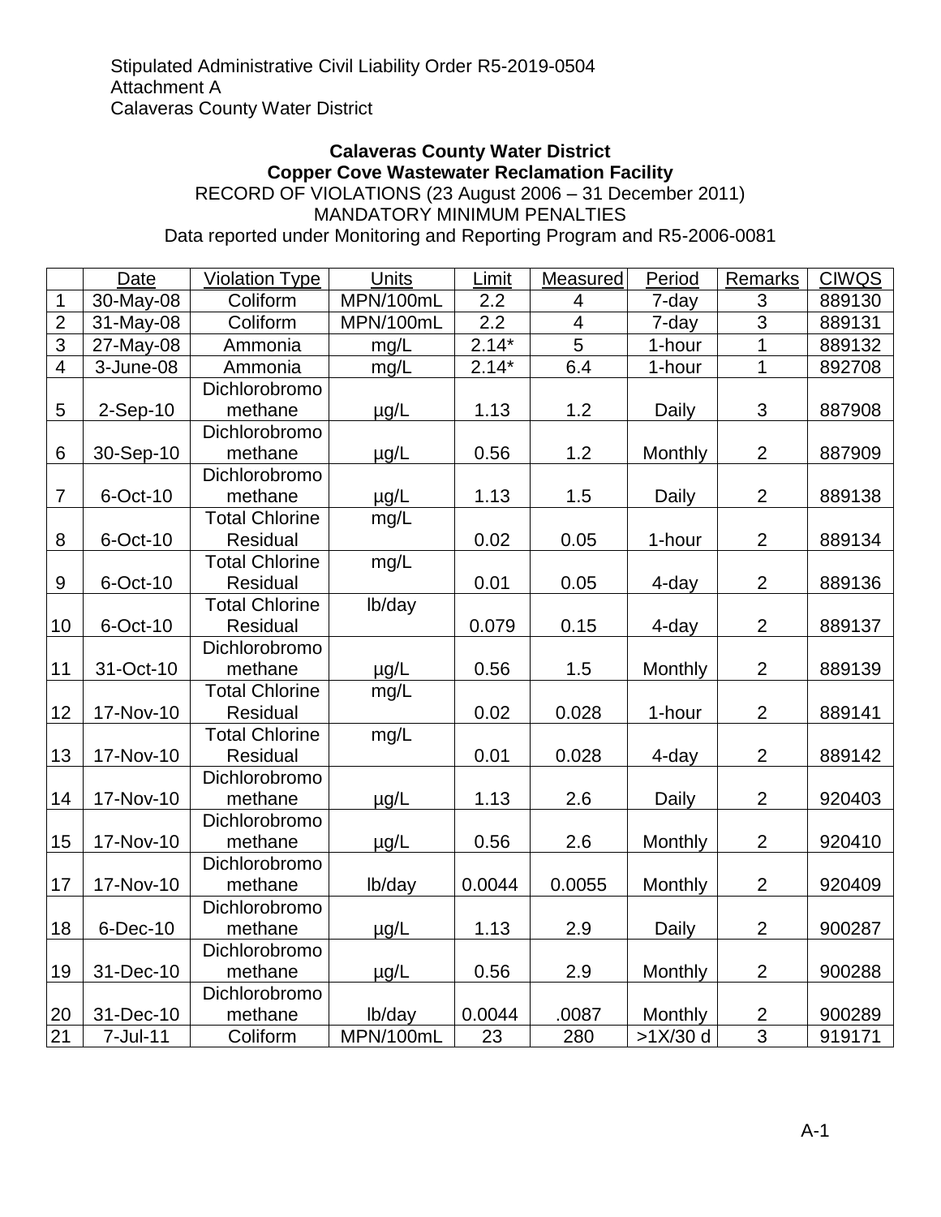Stipulated Administrative Civil Liability Order R5-2019-0504
Attachment A
Calaveras County Water District

**Calaveras County Water District**
**Copper Cove Wastewater Reclamation Facility**
RECORD OF VIOLATIONS (23 August 2006 – 31 December 2011)
MANDATORY MINIMUM PENALTIES
Data reported under Monitoring and Reporting Program and R5-2006-0081

| | Date | Violation Type | Units | Limit | Measured | Period | Remarks | CIWQS |
|---|---|---|---|---|---|---|---|---|
| 1 | 30-May-08 | Coliform | MPN/100mL | 2.2 | 4 | 7-day | 3 | 889130 |
| 2 | 31-May-08 | Coliform | MPN/100mL | 2.2 | 4 | 7-day | 3 | 889131 |
| 3 | 27-May-08 | Ammonia | mg/L | 2.14* | 5 | 1-hour | 1 | 889132 |
| 4 | 3-June-08 | Ammonia | mg/L | 2.14* | 6.4 | 1-hour | 1 | 892708 |
| 5 | 2-Sep-10 | Dichlorobromo methane | µg/L | 1.13 | 1.2 | Daily | 3 | 887908 |
| 6 | 30-Sep-10 | Dichlorobromo methane | µg/L | 0.56 | 1.2 | Monthly | 2 | 887909 |
| 7 | 6-Oct-10 | Dichlorobromo methane | µg/L | 1.13 | 1.5 | Daily | 2 | 889138 |
| 8 | 6-Oct-10 | Total Chlorine Residual | mg/L | 0.02 | 0.05 | 1-hour | 2 | 889134 |
| 9 | 6-Oct-10 | Total Chlorine Residual | mg/L | 0.01 | 0.05 | 4-day | 2 | 889136 |
| 10 | 6-Oct-10 | Total Chlorine Residual | lb/day | 0.079 | 0.15 | 4-day | 2 | 889137 |
| 11 | 31-Oct-10 | Dichlorobromo methane | µg/L | 0.56 | 1.5 | Monthly | 2 | 889139 |
| 12 | 17-Nov-10 | Total Chlorine Residual | mg/L | 0.02 | 0.028 | 1-hour | 2 | 889141 |
| 13 | 17-Nov-10 | Total Chlorine Residual | mg/L | 0.01 | 0.028 | 4-day | 2 | 889142 |
| 14 | 17-Nov-10 | Dichlorobromo methane | µg/L | 1.13 | 2.6 | Daily | 2 | 920403 |
| 15 | 17-Nov-10 | Dichlorobromo methane | µg/L | 0.56 | 2.6 | Monthly | 2 | 920410 |
| 17 | 17-Nov-10 | Dichlorobromo methane | lb/day | 0.0044 | 0.0055 | Monthly | 2 | 920409 |
| 18 | 6-Dec-10 | Dichlorobromo methane | µg/L | 1.13 | 2.9 | Daily | 2 | 900287 |
| 19 | 31-Dec-10 | Dichlorobromo methane | µg/L | 0.56 | 2.9 | Monthly | 2 | 900288 |
| 20 | 31-Dec-10 | Dichlorobromo methane | lb/day | 0.0044 | .0087 | Monthly | 2 | 900289 |
| 21 | 7-Jul-11 | Coliform | MPN/100mL | 23 | 280 | >1X/30 d | 3 | 919171 |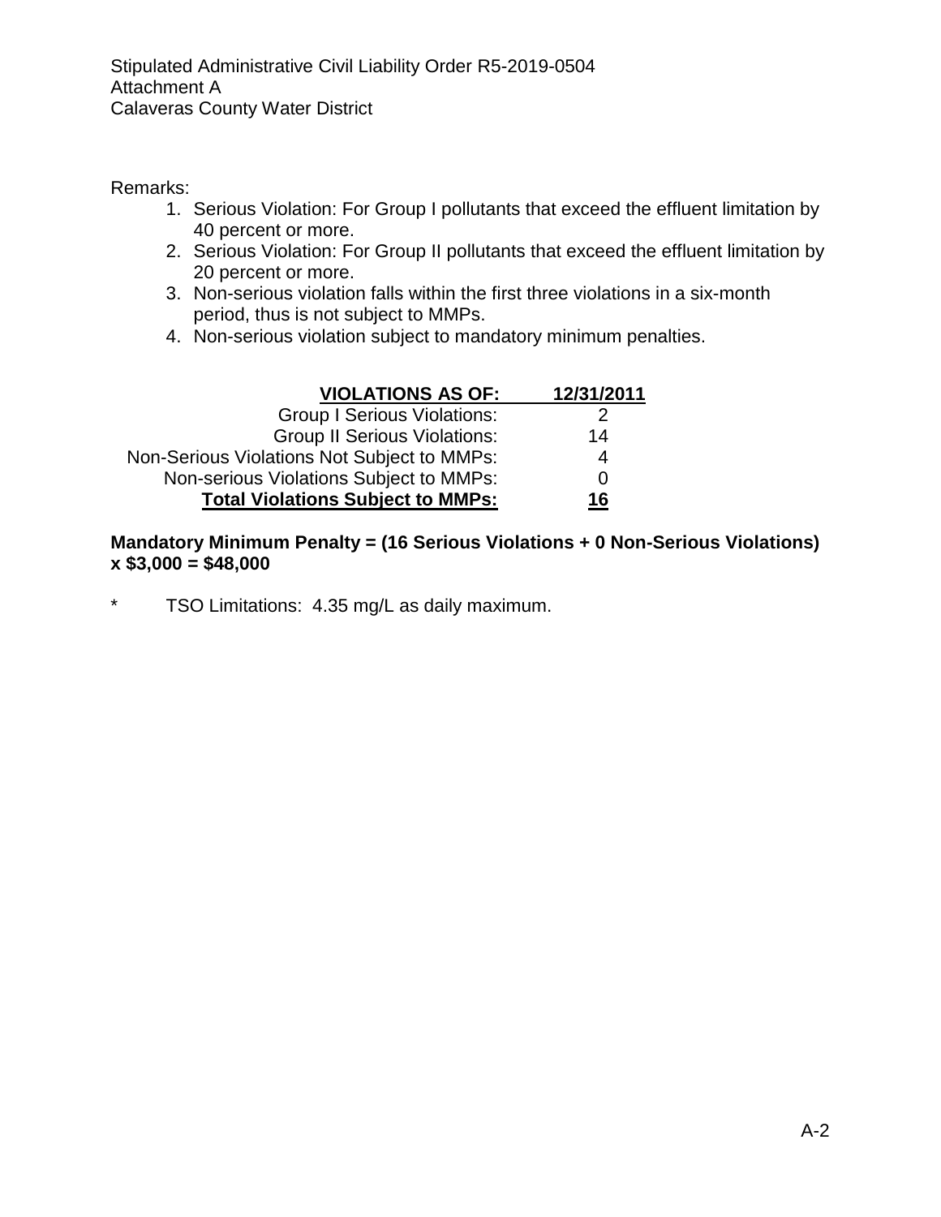Stipulated Administrative Civil Liability Order R5-2019-0504
Attachment A
Calaveras County Water District

Remarks:

1. Serious Violation: For Group I pollutants that exceed the effluent limitation by 40 percent or more.
2. Serious Violation: For Group II pollutants that exceed the effluent limitation by 20 percent or more.
3. Non-serious violation falls within the first three violations in a six-month period, thus is not subject to MMPs.
4. Non-serious violation subject to mandatory minimum penalties.

| **VIOLATIONS AS OF:** | **12/31/2011** |
|---:|:---:|
| Group I Serious Violations: | 2 |
| Group II Serious Violations: | 14 |
| Non-Serious Violations Not Subject to MMPs: | 4 |
| Non-serious Violations Subject to MMPs: | 0 |
| **Total Violations Subject to MMPs:** | **16** |

**Mandatory Minimum Penalty = (16 Serious Violations + 0 Non-Serious Violations) x $3,000 = $48,000**

\* TSO Limitations: 4.35 mg/L as daily maximum.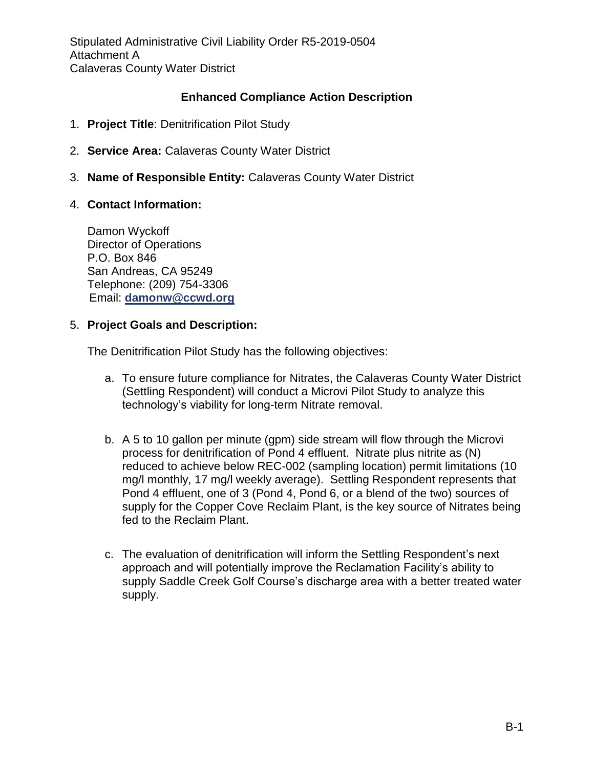Stipulated Administrative Civil Liability Order R5-2019-0504
Attachment A
Calaveras County Water District

## Enhanced Compliance Action Description

1. **Project Title**: Denitrification Pilot Study

2. **Service Area:** Calaveras County Water District

3. **Name of Responsible Entity:** Calaveras County Water District

4. **Contact Information:**

   Damon Wyckoff
   Director of Operations
   P.O. Box 846
   San Andreas, CA 95249
   Telephone: (209) 754-3306
   Email: **damonw@ccwd.org**

5. **Project Goals and Description:**

   The Denitrification Pilot Study has the following objectives:

   a. To ensure future compliance for Nitrates, the Calaveras County Water District (Settling Respondent) will conduct a Microvi Pilot Study to analyze this technology's viability for long-term Nitrate removal.

   b. A 5 to 10 gallon per minute (gpm) side stream will flow through the Microvi process for denitrification of Pond 4 effluent. Nitrate plus nitrite as (N) reduced to achieve below REC-002 (sampling location) permit limitations (10 mg/l monthly, 17 mg/l weekly average). Settling Respondent represents that Pond 4 effluent, one of 3 (Pond 4, Pond 6, or a blend of the two) sources of supply for the Copper Cove Reclaim Plant, is the key source of Nitrates being fed to the Reclaim Plant.

   c. The evaluation of denitrification will inform the Settling Respondent's next approach and will potentially improve the Reclamation Facility's ability to supply Saddle Creek Golf Course's discharge area with a better treated water supply.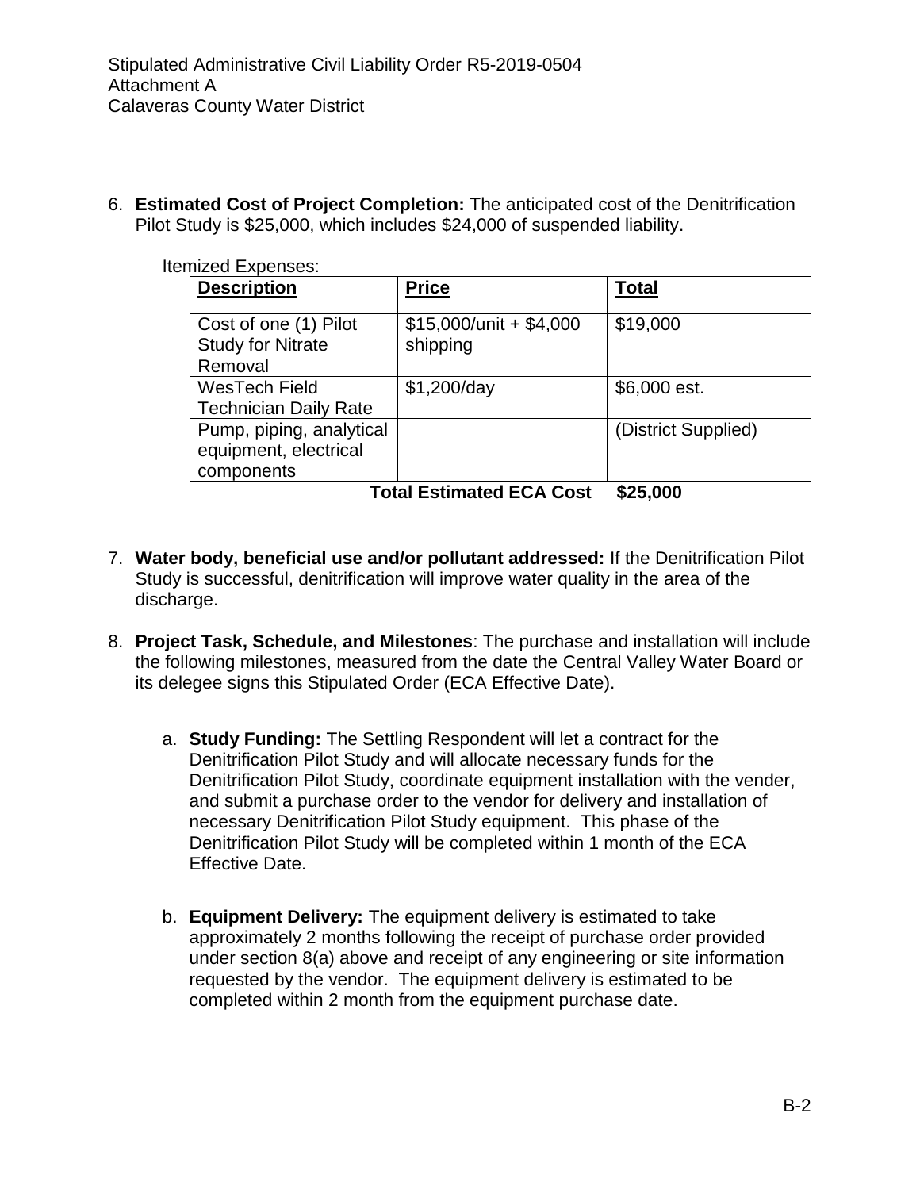6. **Estimated Cost of Project Completion:** The anticipated cost of the Denitrification Pilot Study is $25,000, which includes $24,000 of suspended liability.

Itemized Expenses:

| Description | Price | Total |
|---|---|---|
| Cost of one (1) Pilot Study for Nitrate Removal | $15,000/unit + $4,000 shipping | $19,000 |
| WesTech Field Technician Daily Rate | $1,200/day | $6,000 est. |
| Pump, piping, analytical equipment, electrical components | | (District Supplied) |
| | **Total Estimated ECA Cost** | **$25,000** |

7. **Water body, beneficial use and/or pollutant addressed:** If the Denitrification Pilot Study is successful, denitrification will improve water quality in the area of the discharge.

8. **Project Task, Schedule, and Milestones**: The purchase and installation will include the following milestones, measured from the date the Central Valley Water Board or its delegee signs this Stipulated Order (ECA Effective Date).

   a. **Study Funding:** The Settling Respondent will let a contract for the Denitrification Pilot Study and will allocate necessary funds for the Denitrification Pilot Study, coordinate equipment installation with the vender, and submit a purchase order to the vendor for delivery and installation of necessary Denitrification Pilot Study equipment. This phase of the Denitrification Pilot Study will be completed within 1 month of the ECA Effective Date.

   b. **Equipment Delivery:** The equipment delivery is estimated to take approximately 2 months following the receipt of purchase order provided under section 8(a) above and receipt of any engineering or site information requested by the vendor. The equipment delivery is estimated to be completed within 2 month from the equipment purchase date.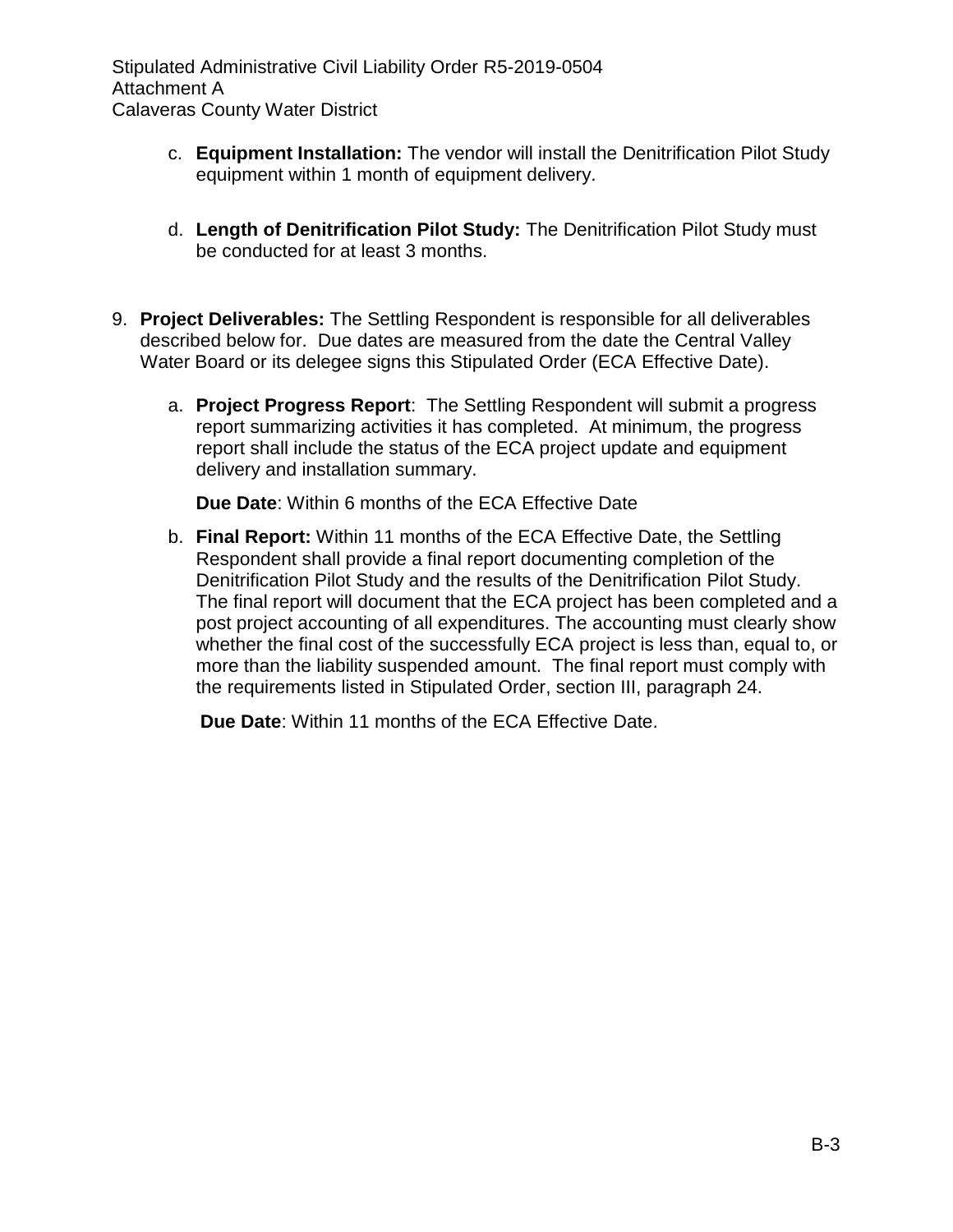c. **Equipment Installation:** The vendor will install the Denitrification Pilot Study equipment within 1 month of equipment delivery.

d. **Length of Denitrification Pilot Study:** The Denitrification Pilot Study must be conducted for at least 3 months.

9. **Project Deliverables:** The Settling Respondent is responsible for all deliverables described below for. Due dates are measured from the date the Central Valley Water Board or its delegee signs this Stipulated Order (ECA Effective Date).

   a. **Project Progress Report**: The Settling Respondent will submit a progress report summarizing activities it has completed. At minimum, the progress report shall include the status of the ECA project update and equipment delivery and installation summary.

      **Due Date**: Within 6 months of the ECA Effective Date

   b. **Final Report:** Within 11 months of the ECA Effective Date, the Settling Respondent shall provide a final report documenting completion of the Denitrification Pilot Study and the results of the Denitrification Pilot Study. The final report will document that the ECA project has been completed and a post project accounting of all expenditures. The accounting must clearly show whether the final cost of the successfully ECA project is less than, equal to, or more than the liability suspended amount. The final report must comply with the requirements listed in Stipulated Order, section III, paragraph 24.

      **Due Date**: Within 11 months of the ECA Effective Date.